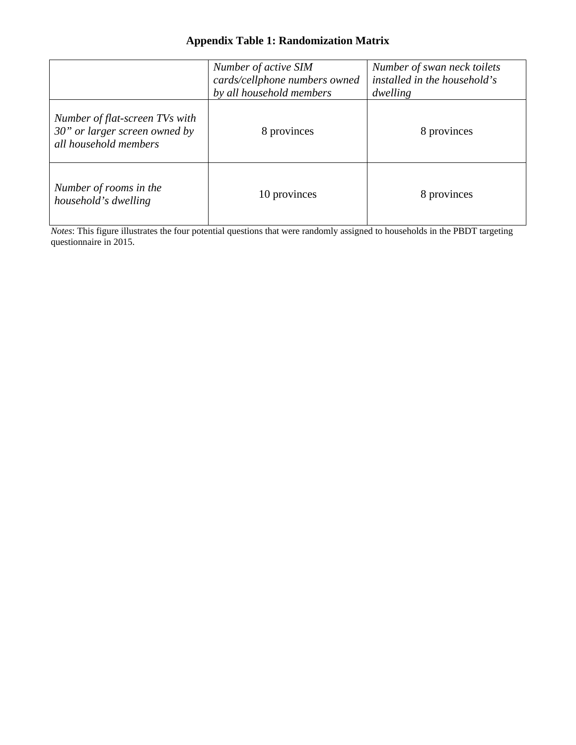**Appendix Table 1: Randomization Matrix**

| | *Number of active SIM cards/cellphone numbers owned by all household members* | *Number of swan neck toilets installed in the household's dwelling* |
|---|---|---|
| *Number of flat-screen TVs with 30" or larger screen owned by all household members* | 8 provinces | 8 provinces |
| *Number of rooms in the household's dwelling* | 10 provinces | 8 provinces |

*Notes*: This figure illustrates the four potential questions that were randomly assigned to households in the PBDT targeting questionnaire in 2015.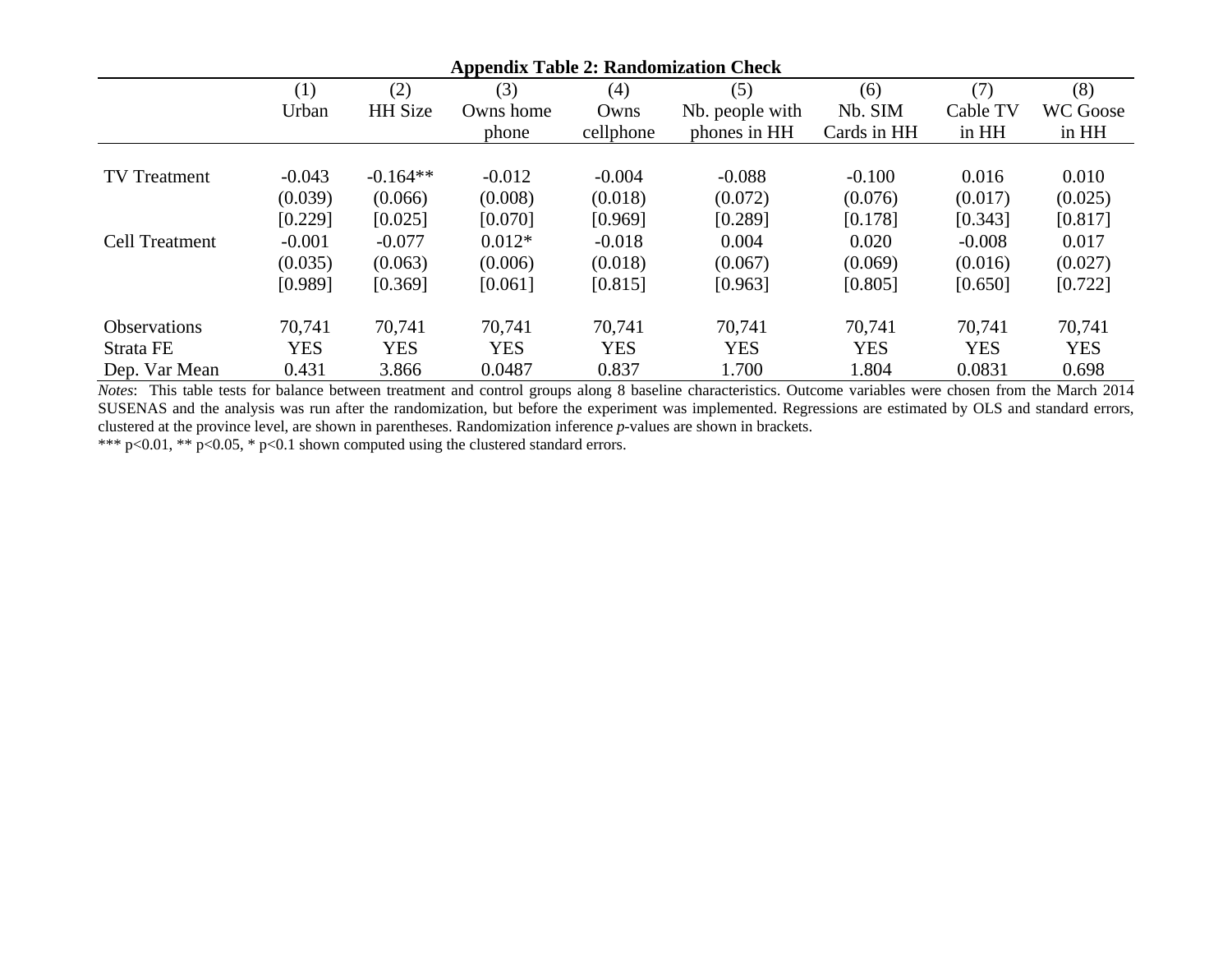**Appendix Table 2: Randomization Check**

| | (1) | (2) | (3) | (4) | (5) | (6) | (7) | (8) |
|---|---|---|---|---|---|---|---|---|
| | Urban | HH Size | Owns home phone | Owns cellphone | Nb. people with phones in HH | Nb. SIM Cards in HH | Cable TV in HH | WC Goose in HH |
| TV Treatment | -0.043 | -0.164** | -0.012 | -0.004 | -0.088 | -0.100 | 0.016 | 0.010 |
| | (0.039) | (0.066) | (0.008) | (0.018) | (0.072) | (0.076) | (0.017) | (0.025) |
| | [0.229] | [0.025] | [0.070] | [0.969] | [0.289] | [0.178] | [0.343] | [0.817] |
| Cell Treatment | -0.001 | -0.077 | 0.012* | -0.018 | 0.004 | 0.020 | -0.008 | 0.017 |
| | (0.035) | (0.063) | (0.006) | (0.018) | (0.067) | (0.069) | (0.016) | (0.027) |
| | [0.989] | [0.369] | [0.061] | [0.815] | [0.963] | [0.805] | [0.650] | [0.722] |
| Observations | 70,741 | 70,741 | 70,741 | 70,741 | 70,741 | 70,741 | 70,741 | 70,741 |
| Strata FE | YES | YES | YES | YES | YES | YES | YES | YES |
| Dep. Var Mean | 0.431 | 3.866 | 0.0487 | 0.837 | 1.700 | 1.804 | 0.0831 | 0.698 |

*Notes*: This table tests for balance between treatment and control groups along 8 baseline characteristics. Outcome variables were chosen from the March 2014 SUSENAS and the analysis was run after the randomization, but before the experiment was implemented. Regressions are estimated by OLS and standard errors, clustered at the province level, are shown in parentheses. Randomization inference *p*-values are shown in brackets.
*** p<0.01, ** p<0.05, * p<0.1 shown computed using the clustered standard errors.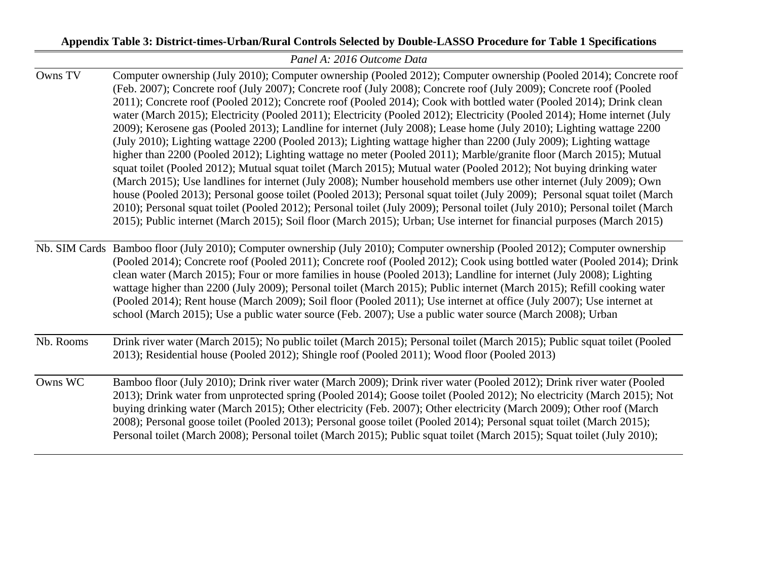**Appendix Table 3: District-times-Urban/Rural Controls Selected by Double-LASSO Procedure for Table 1 Specifications**

| | *Panel A: 2016 Outcome Data* |
|---|---|
| Owns TV | Computer ownership (July 2010); Computer ownership (Pooled 2012); Computer ownership (Pooled 2014); Concrete roof (Feb. 2007); Concrete roof (July 2007); Concrete roof (July 2008); Concrete roof (July 2009); Concrete roof (Pooled 2011); Concrete roof (Pooled 2012); Concrete roof (Pooled 2014); Cook with bottled water (Pooled 2014); Drink clean water (March 2015); Electricity (Pooled 2011); Electricity (Pooled 2012); Electricity (Pooled 2014); Home internet (July 2009); Kerosene gas (Pooled 2013); Landline for internet (July 2008); Lease home (July 2010); Lighting wattage 2200 (July 2010); Lighting wattage 2200 (Pooled 2013); Lighting wattage higher than 2200 (July 2009); Lighting wattage higher than 2200 (Pooled 2012); Lighting wattage no meter (Pooled 2011); Marble/granite floor (March 2015); Mutual squat toilet (Pooled 2012); Mutual squat toilet (March 2015); Mutual water (Pooled 2012); Not buying drinking water (March 2015); Use landlines for internet (July 2008); Number household members use other internet (July 2009); Own house (Pooled 2013); Personal goose toilet (Pooled 2013); Personal squat toilet (July 2009); Personal squat toilet (March 2010); Personal squat toilet (Pooled 2012); Personal toilet (July 2009); Personal toilet (July 2010); Personal toilet (March 2015); Public internet (March 2015); Soil floor (March 2015); Urban; Use internet for financial purposes (March 2015) |
| Nb. SIM Cards | Bamboo floor (July 2010); Computer ownership (July 2010); Computer ownership (Pooled 2012); Computer ownership (Pooled 2014); Concrete roof (Pooled 2011); Concrete roof (Pooled 2012); Cook using bottled water (Pooled 2014); Drink clean water (March 2015); Four or more families in house (Pooled 2013); Landline for internet (July 2008); Lighting wattage higher than 2200 (July 2009); Personal toilet (March 2015); Public internet (March 2015); Refill cooking water (Pooled 2014); Rent house (March 2009); Soil floor (Pooled 2011); Use internet at office (July 2007); Use internet at school (March 2015); Use a public water source (Feb. 2007); Use a public water source (March 2008); Urban |
| Nb. Rooms | Drink river water (March 2015); No public toilet (March 2015); Personal toilet (March 2015); Public squat toilet (Pooled 2013); Residential house (Pooled 2012); Shingle roof (Pooled 2011); Wood floor (Pooled 2013) |
| Owns WC | Bamboo floor (July 2010); Drink river water (March 2009); Drink river water (Pooled 2012); Drink river water (Pooled 2013); Drink water from unprotected spring (Pooled 2014); Goose toilet (Pooled 2012); No electricity (March 2015); Not buying drinking water (March 2015); Other electricity (Feb. 2007); Other electricity (March 2009); Other roof (March 2008); Personal goose toilet (Pooled 2013); Personal goose toilet (Pooled 2014); Personal squat toilet (March 2015); Personal toilet (March 2008); Personal toilet (March 2015); Public squat toilet (March 2015); Squat toilet (July 2010); |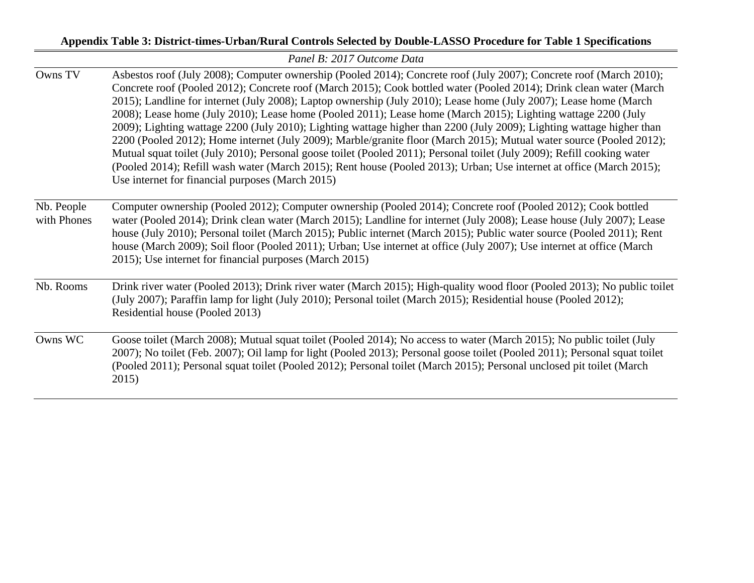**Appendix Table 3: District-times-Urban/Rural Controls Selected by Double-LASSO Procedure for Table 1 Specifications**

| | *Panel B: 2017 Outcome Data* |
|---|---|
| Owns TV | Asbestos roof (July 2008); Computer ownership (Pooled 2014); Concrete roof (July 2007); Concrete roof (March 2010); Concrete roof (Pooled 2012); Concrete roof (March 2015); Cook bottled water (Pooled 2014); Drink clean water (March 2015); Landline for internet (July 2008); Laptop ownership (July 2010); Lease home (July 2007); Lease home (March 2008); Lease home (July 2010); Lease home (Pooled 2011); Lease home (March 2015); Lighting wattage 2200 (July 2009); Lighting wattage 2200 (July 2010); Lighting wattage higher than 2200 (July 2009); Lighting wattage higher than 2200 (Pooled 2012); Home internet (July 2009); Marble/granite floor (March 2015); Mutual water source (Pooled 2012); Mutual squat toilet (July 2010); Personal goose toilet (Pooled 2011); Personal toilet (July 2009); Refill cooking water (Pooled 2014); Refill wash water (March 2015); Rent house (Pooled 2013); Urban; Use internet at office (March 2015); Use internet for financial purposes (March 2015) |
| Nb. People with Phones | Computer ownership (Pooled 2012); Computer ownership (Pooled 2014); Concrete roof (Pooled 2012); Cook bottled water (Pooled 2014); Drink clean water (March 2015); Landline for internet (July 2008); Lease house (July 2007); Lease house (July 2010); Personal toilet (March 2015); Public internet (March 2015); Public water source (Pooled 2011); Rent house (March 2009); Soil floor (Pooled 2011); Urban; Use internet at office (July 2007); Use internet at office (March 2015); Use internet for financial purposes (March 2015) |
| Nb. Rooms | Drink river water (Pooled 2013); Drink river water (March 2015); High-quality wood floor (Pooled 2013); No public toilet (July 2007); Paraffin lamp for light (July 2010); Personal toilet (March 2015); Residential house (Pooled 2012); Residential house (Pooled 2013) |
| Owns WC | Goose toilet (March 2008); Mutual squat toilet (Pooled 2014); No access to water (March 2015); No public toilet (July 2007); No toilet (Feb. 2007); Oil lamp for light (Pooled 2013); Personal goose toilet (Pooled 2011); Personal squat toilet (Pooled 2011); Personal squat toilet (Pooled 2012); Personal toilet (March 2015); Personal unclosed pit toilet (March 2015) |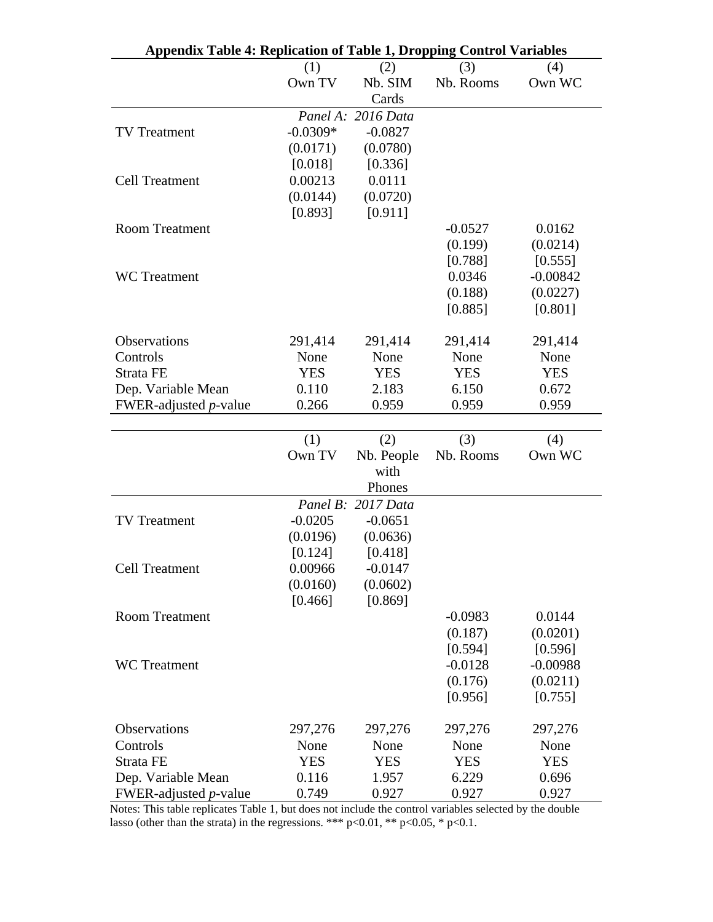**Appendix Table 4: Replication of Table 1, Dropping Control Variables**

| | (1) Own TV | (2) Nb. SIM Cards | (3) Nb. Rooms | (4) Own WC |
|---|---|---|---|---|
| | *Panel A: 2016 Data* | | | |
| TV Treatment | -0.0309* | -0.0827 | | |
| | (0.0171) | (0.0780) | | |
| | [0.018] | [0.336] | | |
| Cell Treatment | 0.00213 | 0.0111 | | |
| | (0.0144) | (0.0720) | | |
| | [0.893] | [0.911] | | |
| Room Treatment | | | -0.0527 | 0.0162 |
| | | | (0.199) | (0.0214) |
| | | | [0.788] | [0.555] |
| WC Treatment | | | 0.0346 | -0.00842 |
| | | | (0.188) | (0.0227) |
| | | | [0.885] | [0.801] |
| Observations | 291,414 | 291,414 | 291,414 | 291,414 |
| Controls | None | None | None | None |
| Strata FE | YES | YES | YES | YES |
| Dep. Variable Mean | 0.110 | 2.183 | 6.150 | 0.672 |
| FWER-adjusted *p*-value | 0.266 | 0.959 | 0.959 | 0.959 |

| | (1) Own TV | (2) Nb. People with Phones | (3) Nb. Rooms | (4) Own WC |
|---|---|---|---|---|
| | *Panel B: 2017 Data* | | | |
| TV Treatment | -0.0205 | -0.0651 | | |
| | (0.0196) | (0.0636) | | |
| | [0.124] | [0.418] | | |
| Cell Treatment | 0.00966 | -0.0147 | | |
| | (0.0160) | (0.0602) | | |
| | [0.466] | [0.869] | | |
| Room Treatment | | | -0.0983 | 0.0144 |
| | | | (0.187) | (0.0201) |
| | | | [0.594] | [0.596] |
| WC Treatment | | | -0.0128 | -0.00988 |
| | | | (0.176) | (0.0211) |
| | | | [0.956] | [0.755] |
| Observations | 297,276 | 297,276 | 297,276 | 297,276 |
| Controls | None | None | None | None |
| Strata FE | YES | YES | YES | YES |
| Dep. Variable Mean | 0.116 | 1.957 | 6.229 | 0.696 |
| FWER-adjusted *p*-value | 0.749 | 0.927 | 0.927 | 0.927 |

Notes: This table replicates Table 1, but does not include the control variables selected by the double lasso (other than the strata) in the regressions. *** p<0.01, ** p<0.05, * p<0.1.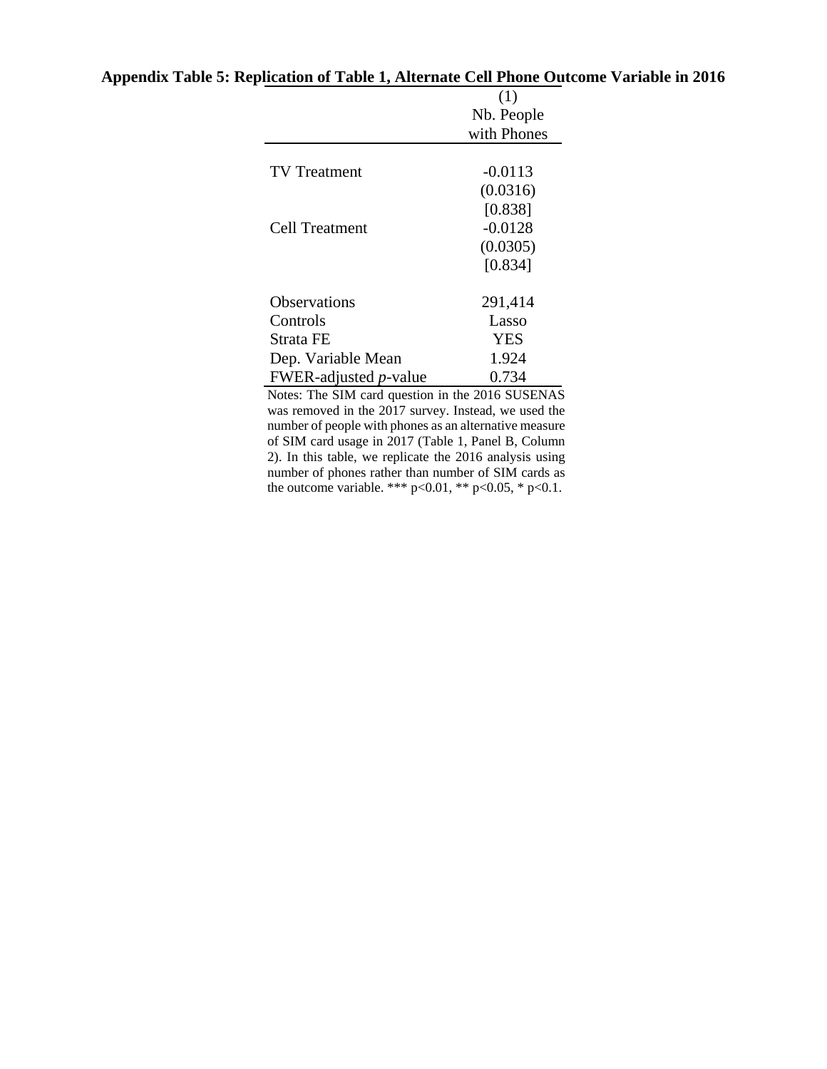**Appendix Table 5: Replication of Table 1, Alternate Cell Phone Outcome Variable in 2016**

| | (1) |
|---|---|
| | Nb. People with Phones |
| TV Treatment | -0.0113 |
| | (0.0316) |
| | [0.838] |
| Cell Treatment | -0.0128 |
| | (0.0305) |
| | [0.834] |
| Observations | 291,414 |
| Controls | Lasso |
| Strata FE | YES |
| Dep. Variable Mean | 1.924 |
| FWER-adjusted *p*-value | 0.734 |

Notes: The SIM card question in the 2016 SUSENAS was removed in the 2017 survey. Instead, we used the number of people with phones as an alternative measure of SIM card usage in 2017 (Table 1, Panel B, Column 2). In this table, we replicate the 2016 analysis using number of phones rather than number of SIM cards as the outcome variable. *** $p<0.01$, ** $p<0.05$, * $p<0.1$.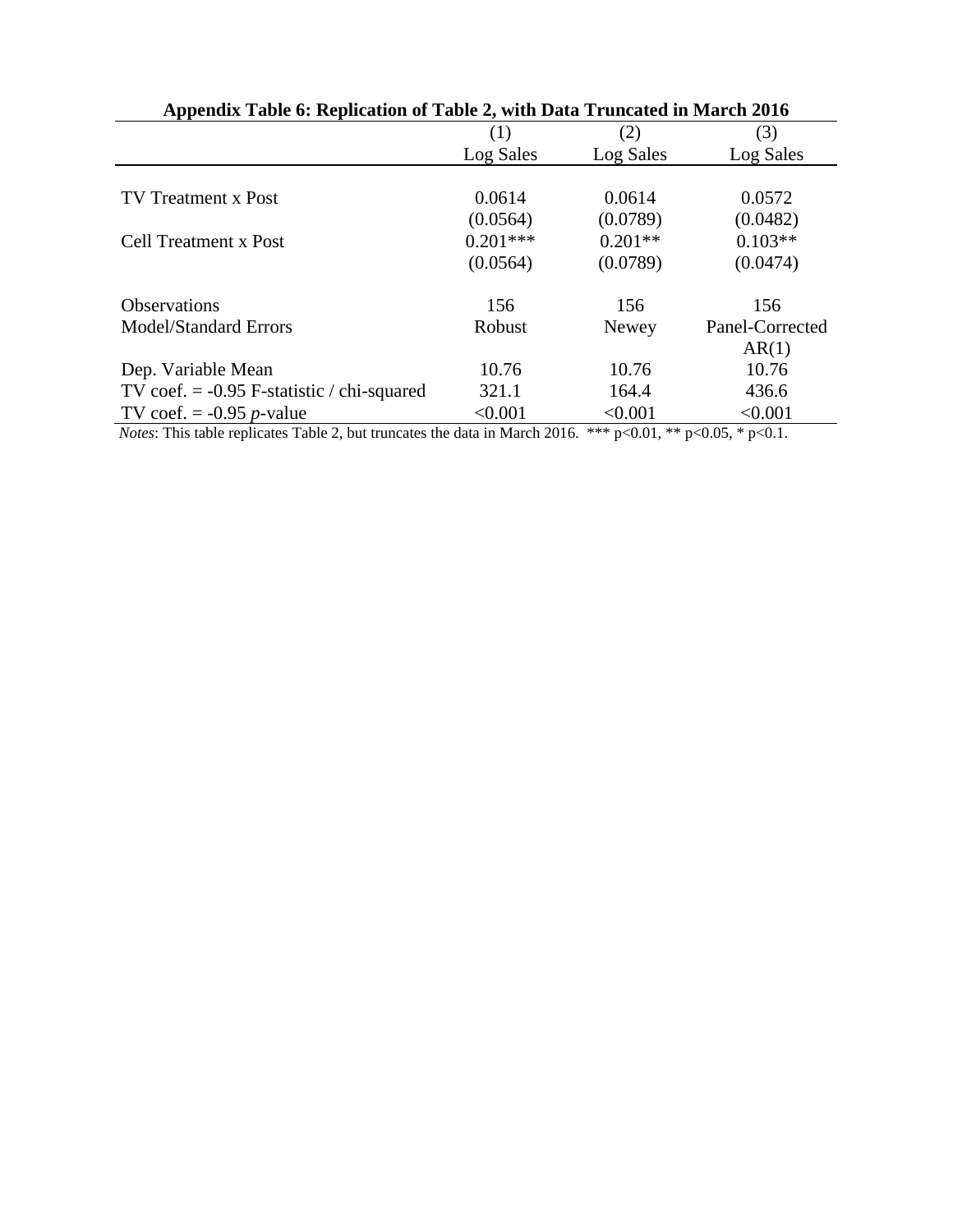**Appendix Table 6: Replication of Table 2, with Data Truncated in March 2016**

| | (1) | (2) | (3) |
|---|---|---|---|
| | Log Sales | Log Sales | Log Sales |
| TV Treatment x Post | 0.0614 | 0.0614 | 0.0572 |
| | (0.0564) | (0.0789) | (0.0482) |
| Cell Treatment x Post | 0.201*** | 0.201** | 0.103** |
| | (0.0564) | (0.0789) | (0.0474) |
| Observations | 156 | 156 | 156 |
| Model/Standard Errors | Robust | Newey | Panel-Corrected AR(1) |
| Dep. Variable Mean | 10.76 | 10.76 | 10.76 |
| TV coef. = -0.95 F-statistic / chi-squared | 321.1 | 164.4 | 436.6 |
| TV coef. = -0.95 *p*-value | <0.001 | <0.001 | <0.001 |

*Notes*: This table replicates Table 2, but truncates the data in March 2016. *** p<0.01, ** p<0.05, * p<0.1.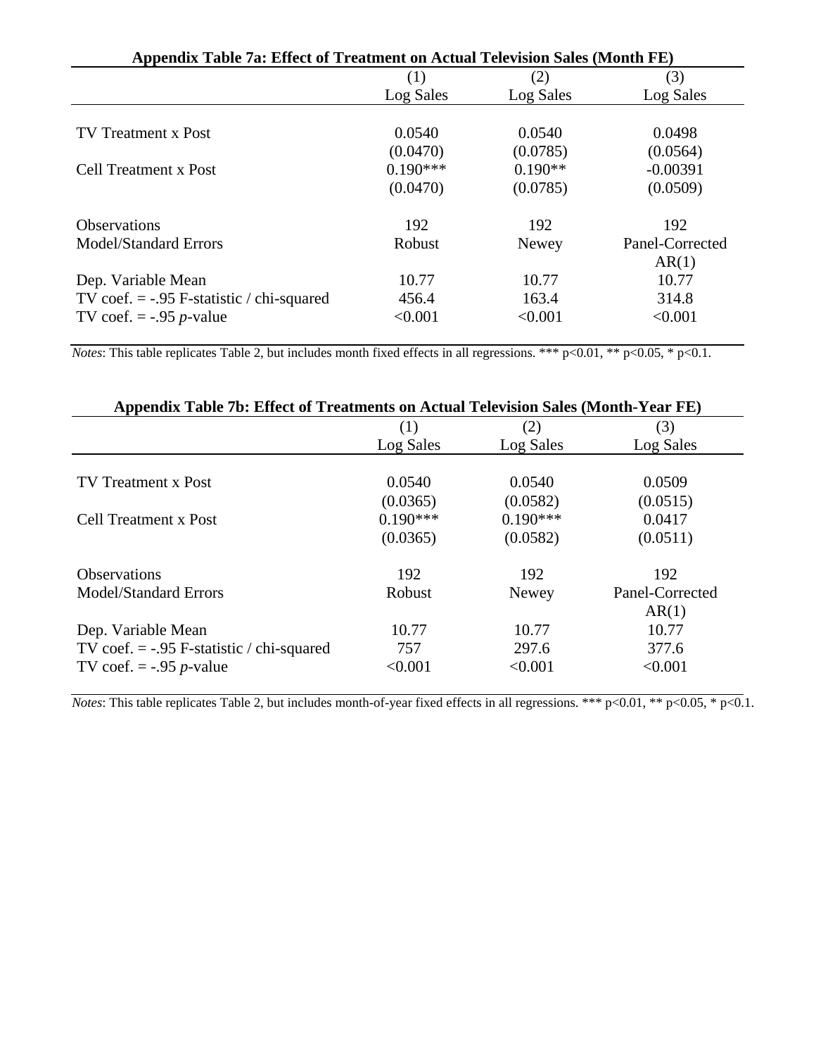**Appendix Table 7a: Effect of Treatment on Actual Television Sales (Month FE)**

| | (1) | (2) | (3) |
|---|---|---|---|
| | Log Sales | Log Sales | Log Sales |
| TV Treatment x Post | 0.0540 | 0.0540 | 0.0498 |
| | (0.0470) | (0.0785) | (0.0564) |
| Cell Treatment x Post | 0.190*** | 0.190** | -0.00391 |
| | (0.0470) | (0.0785) | (0.0509) |
| Observations | 192 | 192 | 192 |
| Model/Standard Errors | Robust | Newey | Panel-Corrected AR(1) |
| Dep. Variable Mean | 10.77 | 10.77 | 10.77 |
| TV coef. = -.95 F-statistic / chi-squared | 456.4 | 163.4 | 314.8 |
| TV coef. = -.95 *p*-value | <0.001 | <0.001 | <0.001 |

*Notes*: This table replicates Table 2, but includes month fixed effects in all regressions. *** p<0.01, ** p<0.05, * p<0.1.

**Appendix Table 7b: Effect of Treatments on Actual Television Sales (Month-Year FE)**

| | (1) | (2) | (3) |
|---|---|---|---|
| | Log Sales | Log Sales | Log Sales |
| TV Treatment x Post | 0.0540 | 0.0540 | 0.0509 |
| | (0.0365) | (0.0582) | (0.0515) |
| Cell Treatment x Post | 0.190*** | 0.190*** | 0.0417 |
| | (0.0365) | (0.0582) | (0.0511) |
| Observations | 192 | 192 | 192 |
| Model/Standard Errors | Robust | Newey | Panel-Corrected AR(1) |
| Dep. Variable Mean | 10.77 | 10.77 | 10.77 |
| TV coef. = -.95 F-statistic / chi-squared | 757 | 297.6 | 377.6 |
| TV coef. = -.95 *p*-value | <0.001 | <0.001 | <0.001 |

*Notes*: This table replicates Table 2, but includes month-of-year fixed effects in all regressions. *** p<0.01, ** p<0.05, * p<0.1.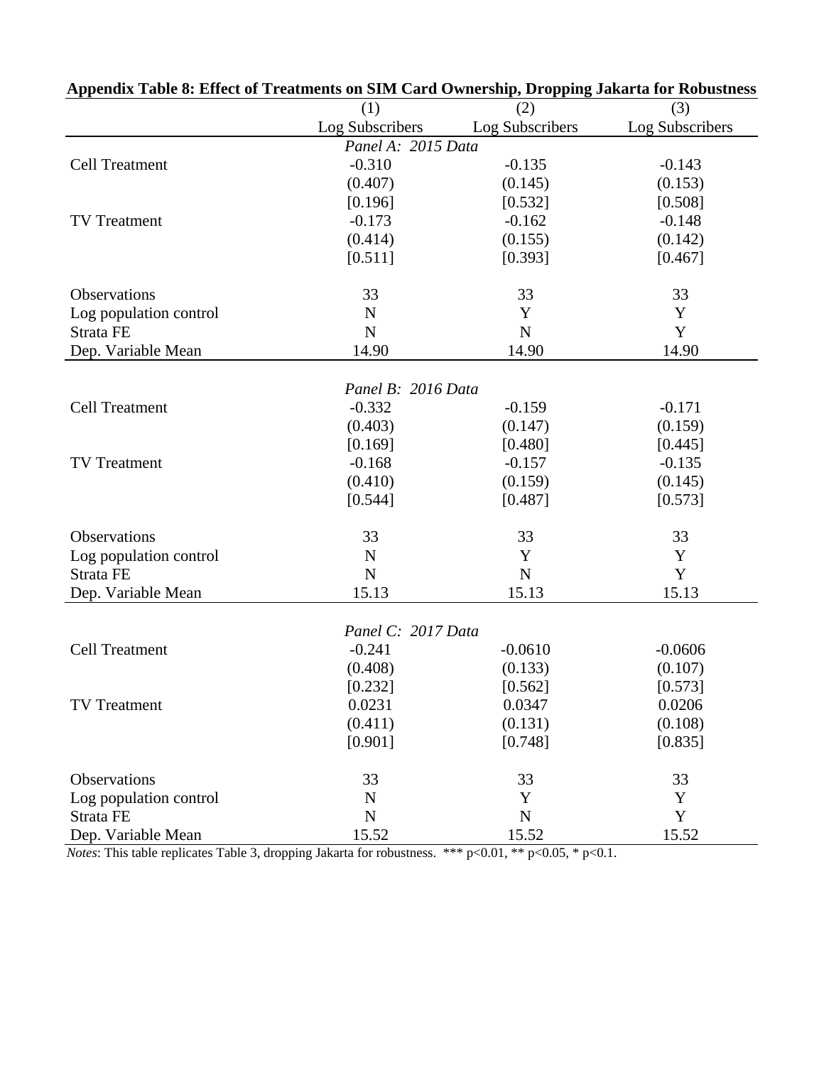**Appendix Table 8: Effect of Treatments on SIM Card Ownership, Dropping Jakarta for Robustness**

| | (1) | (2) | (3) |
|---|---|---|---|
| | Log Subscribers | Log Subscribers | Log Subscribers |
| | *Panel A: 2015 Data* | | |
| Cell Treatment | -0.310 | -0.135 | -0.143 |
| | (0.407) | (0.145) | (0.153) |
| | [0.196] | [0.532] | [0.508] |
| TV Treatment | -0.173 | -0.162 | -0.148 |
| | (0.414) | (0.155) | (0.142) |
| | [0.511] | [0.393] | [0.467] |
| Observations | 33 | 33 | 33 |
| Log population control | N | Y | Y |
| Strata FE | N | N | Y |
| Dep. Variable Mean | 14.90 | 14.90 | 14.90 |
| | *Panel B: 2016 Data* | | |
| Cell Treatment | -0.332 | -0.159 | -0.171 |
| | (0.403) | (0.147) | (0.159) |
| | [0.169] | [0.480] | [0.445] |
| TV Treatment | -0.168 | -0.157 | -0.135 |
| | (0.410) | (0.159) | (0.145) |
| | [0.544] | [0.487] | [0.573] |
| Observations | 33 | 33 | 33 |
| Log population control | N | Y | Y |
| Strata FE | N | N | Y |
| Dep. Variable Mean | 15.13 | 15.13 | 15.13 |
| | *Panel C: 2017 Data* | | |
| Cell Treatment | -0.241 | -0.0610 | -0.0606 |
| | (0.408) | (0.133) | (0.107) |
| | [0.232] | [0.562] | [0.573] |
| TV Treatment | 0.0231 | 0.0347 | 0.0206 |
| | (0.411) | (0.131) | (0.108) |
| | [0.901] | [0.748] | [0.835] |
| Observations | 33 | 33 | 33 |
| Log population control | N | Y | Y |
| Strata FE | N | N | Y |
| Dep. Variable Mean | 15.52 | 15.52 | 15.52 |

*Notes*: This table replicates Table 3, dropping Jakarta for robustness. *** p<0.01, ** p<0.05, * p<0.1.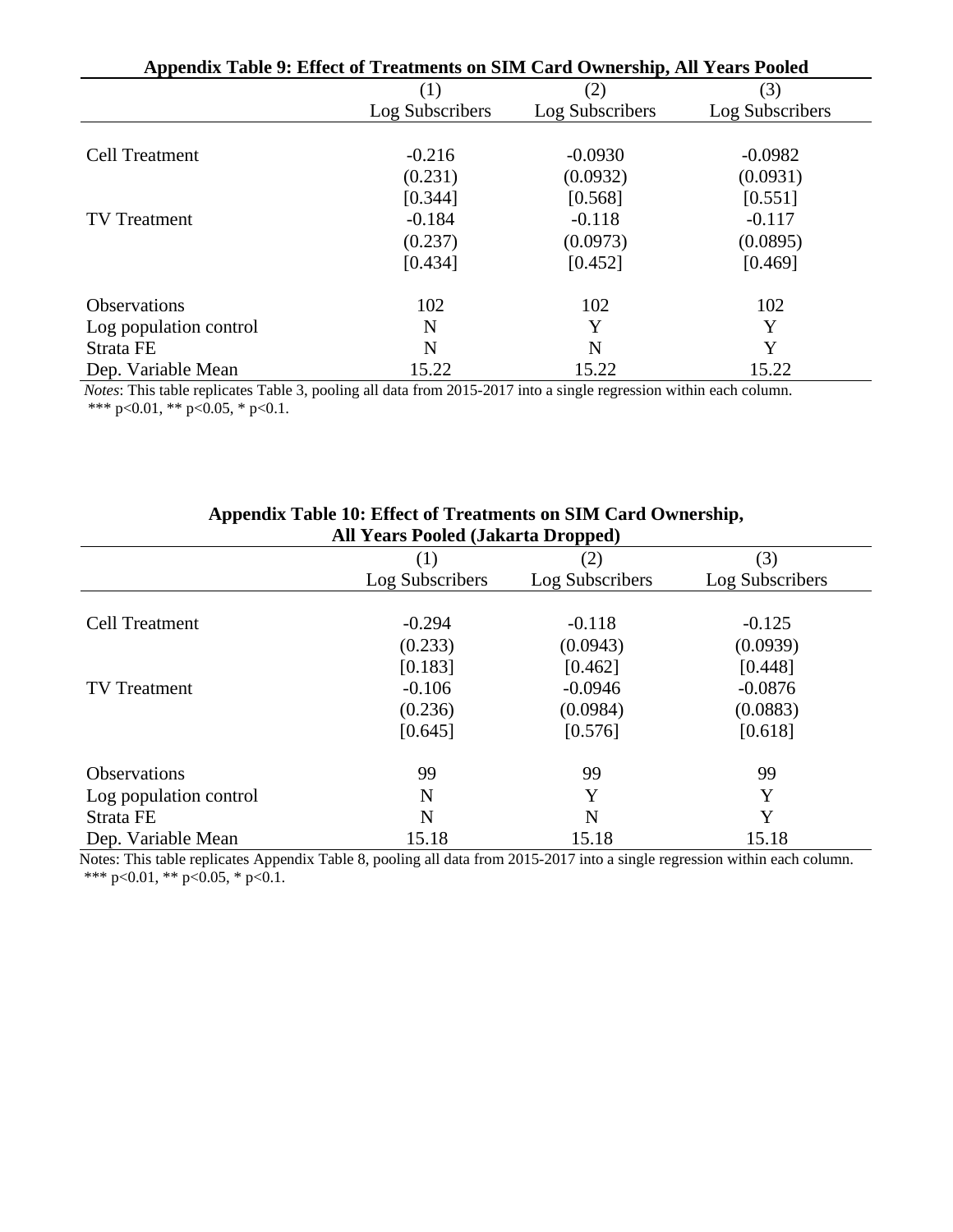**Appendix Table 9: Effect of Treatments on SIM Card Ownership, All Years Pooled**

| | (1) | (2) | (3) |
|---|---|---|---|
| | Log Subscribers | Log Subscribers | Log Subscribers |
| Cell Treatment | -0.216 | -0.0930 | -0.0982 |
| | (0.231) | (0.0932) | (0.0931) |
| | [0.344] | [0.568] | [0.551] |
| TV Treatment | -0.184 | -0.118 | -0.117 |
| | (0.237) | (0.0973) | (0.0895) |
| | [0.434] | [0.452] | [0.469] |
| Observations | 102 | 102 | 102 |
| Log population control | N | Y | Y |
| Strata FE | N | N | Y |
| Dep. Variable Mean | 15.22 | 15.22 | 15.22 |

*Notes*: This table replicates Table 3, pooling all data from 2015-2017 into a single regression within each column.
*** p<0.01, ** p<0.05, * p<0.1.

**Appendix Table 10: Effect of Treatments on SIM Card Ownership, All Years Pooled (Jakarta Dropped)**

| | (1) | (2) | (3) |
|---|---|---|---|
| | Log Subscribers | Log Subscribers | Log Subscribers |
| Cell Treatment | -0.294 | -0.118 | -0.125 |
| | (0.233) | (0.0943) | (0.0939) |
| | [0.183] | [0.462] | [0.448] |
| TV Treatment | -0.106 | -0.0946 | -0.0876 |
| | (0.236) | (0.0984) | (0.0883) |
| | [0.645] | [0.576] | [0.618] |
| Observations | 99 | 99 | 99 |
| Log population control | N | Y | Y |
| Strata FE | N | N | Y |
| Dep. Variable Mean | 15.18 | 15.18 | 15.18 |

Notes: This table replicates Appendix Table 8, pooling all data from 2015-2017 into a single regression within each column.
*** p<0.01, ** p<0.05, * p<0.1.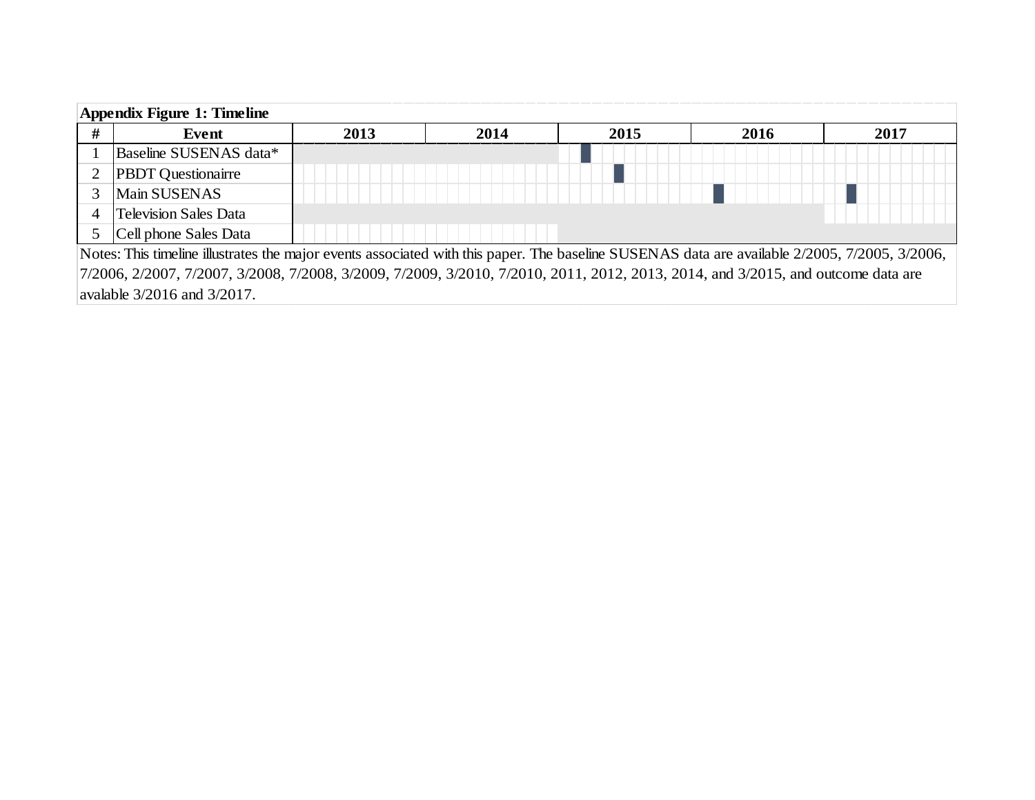**Appendix Figure 1: Timeline**

| # | Event | 2013 | 2014 | 2015 | 2016 | 2017 |
|---|---|---|---|---|---|---|
| 1 | Baseline SUSENAS data* | | | | | |
| 2 | PBDT Questionairre | | | | | |
| 3 | Main SUSENAS | | | | | |
| 4 | Television Sales Data | | | | | |
| 5 | Cell phone Sales Data | | | | | |

Notes: This timeline illustrates the major events associated with this paper. The baseline SUSENAS data are available 2/2005, 7/2005, 3/2006, 7/2006, 2/2007, 7/2007, 3/2008, 7/2008, 3/2009, 7/2009, 3/2010, 7/2010, 2011, 2012, 2013, 2014, and 3/2015, and outcome data are avalable 3/2016 and 3/2017.